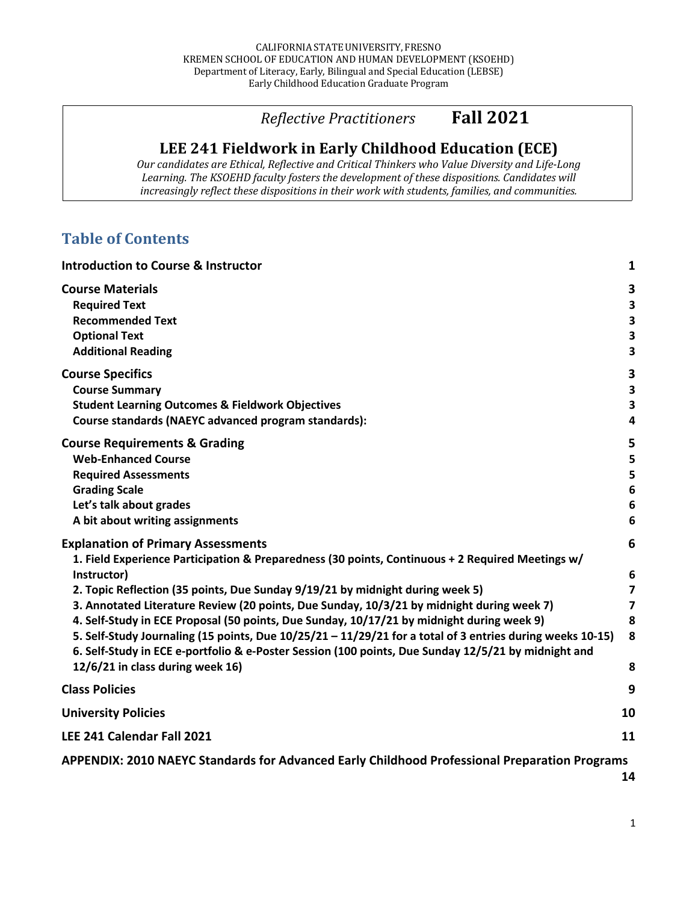CALIFORNIA STATE UNIVERSITY, FRESNO
KREMEN SCHOOL OF EDUCATION AND HUMAN DEVELOPMENT (KSOEHD)
Department of Literacy, Early, Bilingual and Special Education (LEBSE)
Early Childhood Education Graduate Program

*Reflective Practitioners* **Fall 2021**

# LEE 241 Fieldwork in Early Childhood Education (ECE)

*Our candidates are Ethical, Reflective and Critical Thinkers who Value Diversity and Life-Long Learning. The KSOEHD faculty fosters the development of these dispositions. Candidates will increasingly reflect these dispositions in their work with students, families, and communities.*

## Table of Contents

| | |
|---|---|
| **Introduction to Course & Instructor** | **1** |
| **Course Materials** | **3** |
| **Required Text** | **3** |
| **Recommended Text** | **3** |
| **Optional Text** | **3** |
| **Additional Reading** | **3** |
| **Course Specifics** | **3** |
| **Course Summary** | **3** |
| **Student Learning Outcomes & Fieldwork Objectives** | **3** |
| **Course standards (NAEYC advanced program standards):** | **4** |
| **Course Requirements & Grading** | **5** |
| **Web-Enhanced Course** | **5** |
| **Required Assessments** | **5** |
| **Grading Scale** | **6** |
| **Let's talk about grades** | **6** |
| **A bit about writing assignments** | **6** |
| **Explanation of Primary Assessments** | **6** |
| **1. Field Experience Participation & Preparedness (30 points, Continuous + 2 Required Meetings w/ Instructor)** | **6** |
| **2. Topic Reflection (35 points, Due Sunday 9/19/21 by midnight during week 5)** | **7** |
| **3. Annotated Literature Review (20 points, Due Sunday, 10/3/21 by midnight during week 7)** | **7** |
| **4. Self-Study in ECE Proposal (50 points, Due Sunday, 10/17/21 by midnight during week 9)** | **8** |
| **5. Self-Study Journaling (15 points, Due 10/25/21 – 11/29/21 for a total of 3 entries during weeks 10-15)** | **8** |
| **6. Self-Study in ECE e-portfolio & e-Poster Session (100 points, Due Sunday 12/5/21 by midnight and 12/6/21 in class during week 16)** | **8** |
| **Class Policies** | **9** |
| **University Policies** | **10** |
| **LEE 241 Calendar Fall 2021** | **11** |
| **APPENDIX: 2010 NAEYC Standards for Advanced Early Childhood Professional Preparation Programs** | **14** |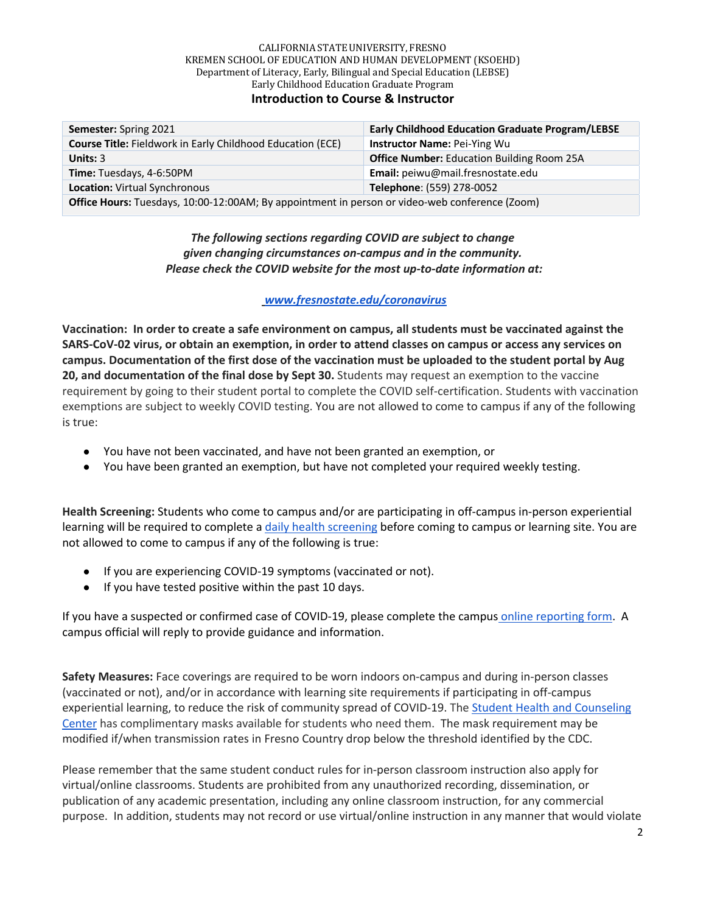CALIFORNIA STATE UNIVERSITY, FRESNO
KREMEN SCHOOL OF EDUCATION AND HUMAN DEVELOPMENT (KSOEHD)
Department of Literacy, Early, Bilingual and Special Education (LEBSE)
Early Childhood Education Graduate Program

## Introduction to Course & Instructor

| **Semester:** Spring 2021 | **Early Childhood Education Graduate Program/LEBSE** |
|---|---|
| **Course Title:** Fieldwork in Early Childhood Education (ECE) | **Instructor Name:** Pei-Ying Wu |
| **Units:** 3 | **Office Number:** Education Building Room 25A |
| **Time:** Tuesdays, 4-6:50PM | **Email:** peiwu@mail.fresnostate.edu |
| **Location:** Virtual Synchronous | **Telephone**: (559) 278-0052 |
| **Office Hours:** Tuesdays, 10:00-12:00AM; By appointment in person or video-web conference (Zoom) | |

***The following sections regarding COVID are subject to change given changing circumstances on-campus and in the community. Please check the COVID website for the most up-to-date information at:***

***www.fresnostate.edu/coronavirus***

**Vaccination: In order to create a safe environment on campus, all students must be vaccinated against the SARS-CoV-02 virus, or obtain an exemption, in order to attend classes on campus or access any services on campus. Documentation of the first dose of the vaccination must be uploaded to the student portal by Aug 20, and documentation of the final dose by Sept 30.** Students may request an exemption to the vaccine requirement by going to their student portal to complete the COVID self-certification. Students with vaccination exemptions are subject to weekly COVID testing. You are not allowed to come to campus if any of the following is true:

- You have not been vaccinated, and have not been granted an exemption, or
- You have been granted an exemption, but have not completed your required weekly testing.

**Health Screening:** Students who come to campus and/or are participating in off-campus in-person experiential learning will be required to complete a daily health screening before coming to campus or learning site. You are not allowed to come to campus if any of the following is true:

- If you are experiencing COVID-19 symptoms (vaccinated or not).
- If you have tested positive within the past 10 days.

If you have a suspected or confirmed case of COVID-19, please complete the campus online reporting form. A campus official will reply to provide guidance and information.

**Safety Measures:** Face coverings are required to be worn indoors on-campus and during in-person classes (vaccinated or not), and/or in accordance with learning site requirements if participating in off-campus experiential learning, to reduce the risk of community spread of COVID-19. The Student Health and Counseling Center has complimentary masks available for students who need them. The mask requirement may be modified if/when transmission rates in Fresno Country drop below the threshold identified by the CDC.

Please remember that the same student conduct rules for in-person classroom instruction also apply for virtual/online classrooms. Students are prohibited from any unauthorized recording, dissemination, or publication of any academic presentation, including any online classroom instruction, for any commercial purpose. In addition, students may not record or use virtual/online instruction in any manner that would violate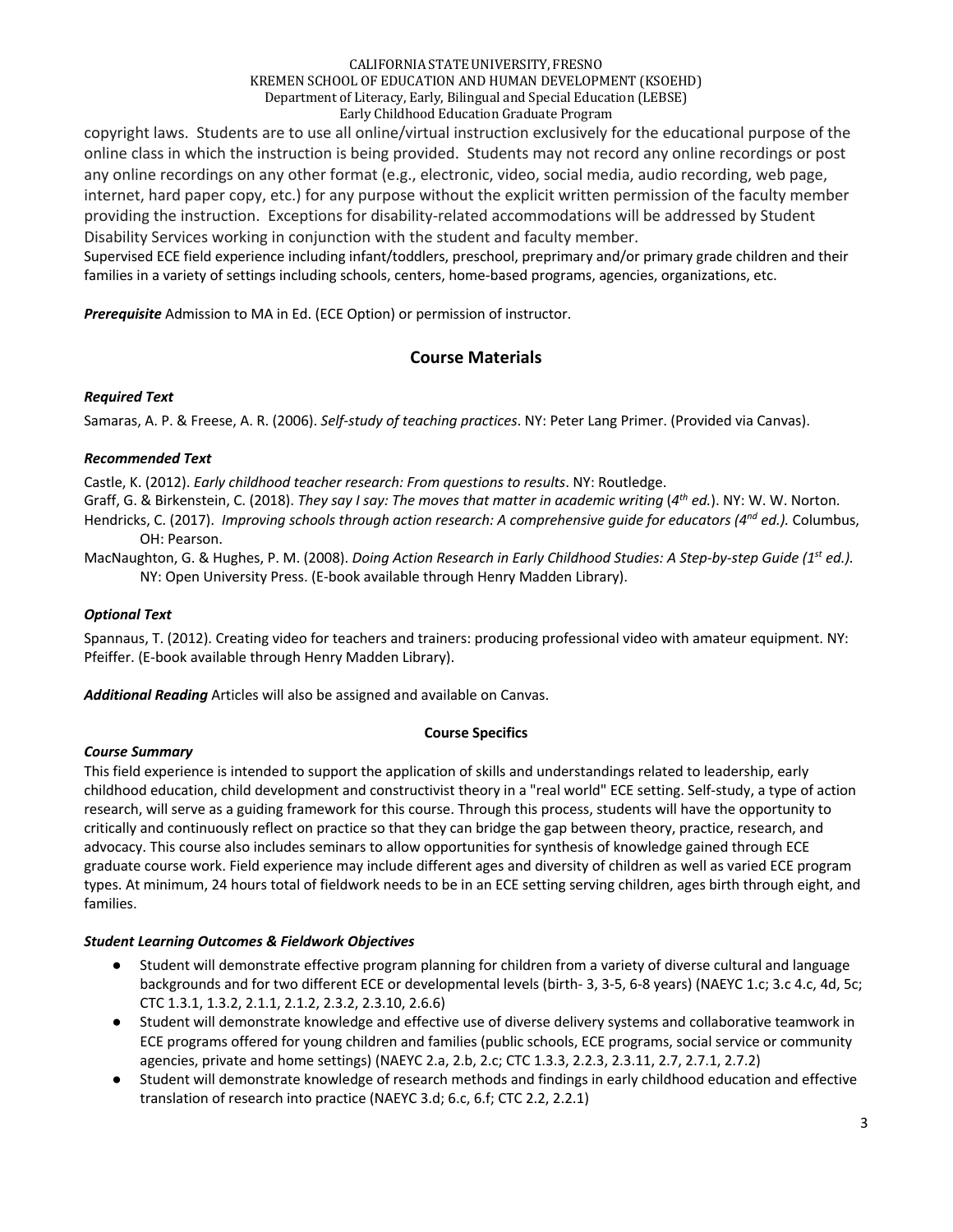copyright laws. Students are to use all online/virtual instruction exclusively for the educational purpose of the online class in which the instruction is being provided. Students may not record any online recordings or post any online recordings on any other format (e.g., electronic, video, social media, audio recording, web page, internet, hard paper copy, etc.) for any purpose without the explicit written permission of the faculty member providing the instruction. Exceptions for disability-related accommodations will be addressed by Student Disability Services working in conjunction with the student and faculty member.

Supervised ECE field experience including infant/toddlers, preschool, preprimary and/or primary grade children and their families in a variety of settings including schools, centers, home-based programs, agencies, organizations, etc.

***Prerequisite*** Admission to MA in Ed. (ECE Option) or permission of instructor.

## Course Materials

### *Required Text*

Samaras, A. P. & Freese, A. R. (2006). *Self-study of teaching practices*. NY: Peter Lang Primer. (Provided via Canvas).

### *Recommended Text*

Castle, K. (2012). *Early childhood teacher research: From questions to results*. NY: Routledge.

Graff, G. & Birkenstein, C. (2018). *They say I say: The moves that matter in academic writing* (*4th ed.*). NY: W. W. Norton.

Hendricks, C. (2017). *Improving schools through action research: A comprehensive guide for educators (4nd ed.).* Columbus, OH: Pearson.

MacNaughton, G. & Hughes, P. M. (2008). *Doing Action Research in Early Childhood Studies: A Step-by-step Guide (1st ed.).* NY: Open University Press. (E-book available through Henry Madden Library).

### *Optional Text*

Spannaus, T. (2012). Creating video for teachers and trainers: producing professional video with amateur equipment. NY: Pfeiffer. (E-book available through Henry Madden Library).

***Additional Reading*** Articles will also be assigned and available on Canvas.

**Course Specifics**

### *Course Summary*

This field experience is intended to support the application of skills and understandings related to leadership, early childhood education, child development and constructivist theory in a "real world" ECE setting. Self-study, a type of action research, will serve as a guiding framework for this course. Through this process, students will have the opportunity to critically and continuously reflect on practice so that they can bridge the gap between theory, practice, research, and advocacy. This course also includes seminars to allow opportunities for synthesis of knowledge gained through ECE graduate course work. Field experience may include different ages and diversity of children as well as varied ECE program types. At minimum, 24 hours total of fieldwork needs to be in an ECE setting serving children, ages birth through eight, and families.

### *Student Learning Outcomes & Fieldwork Objectives*

- Student will demonstrate effective program planning for children from a variety of diverse cultural and language backgrounds and for two different ECE or developmental levels (birth- 3, 3-5, 6-8 years) (NAEYC 1.c; 3.c 4.c, 4d, 5c; CTC 1.3.1, 1.3.2, 2.1.1, 2.1.2, 2.3.2, 2.3.10, 2.6.6)
- Student will demonstrate knowledge and effective use of diverse delivery systems and collaborative teamwork in ECE programs offered for young children and families (public schools, ECE programs, social service or community agencies, private and home settings) (NAEYC 2.a, 2.b, 2.c; CTC 1.3.3, 2.2.3, 2.3.11, 2.7, 2.7.1, 2.7.2)
- Student will demonstrate knowledge of research methods and findings in early childhood education and effective translation of research into practice (NAEYC 3.d; 6.c, 6.f; CTC 2.2, 2.2.1)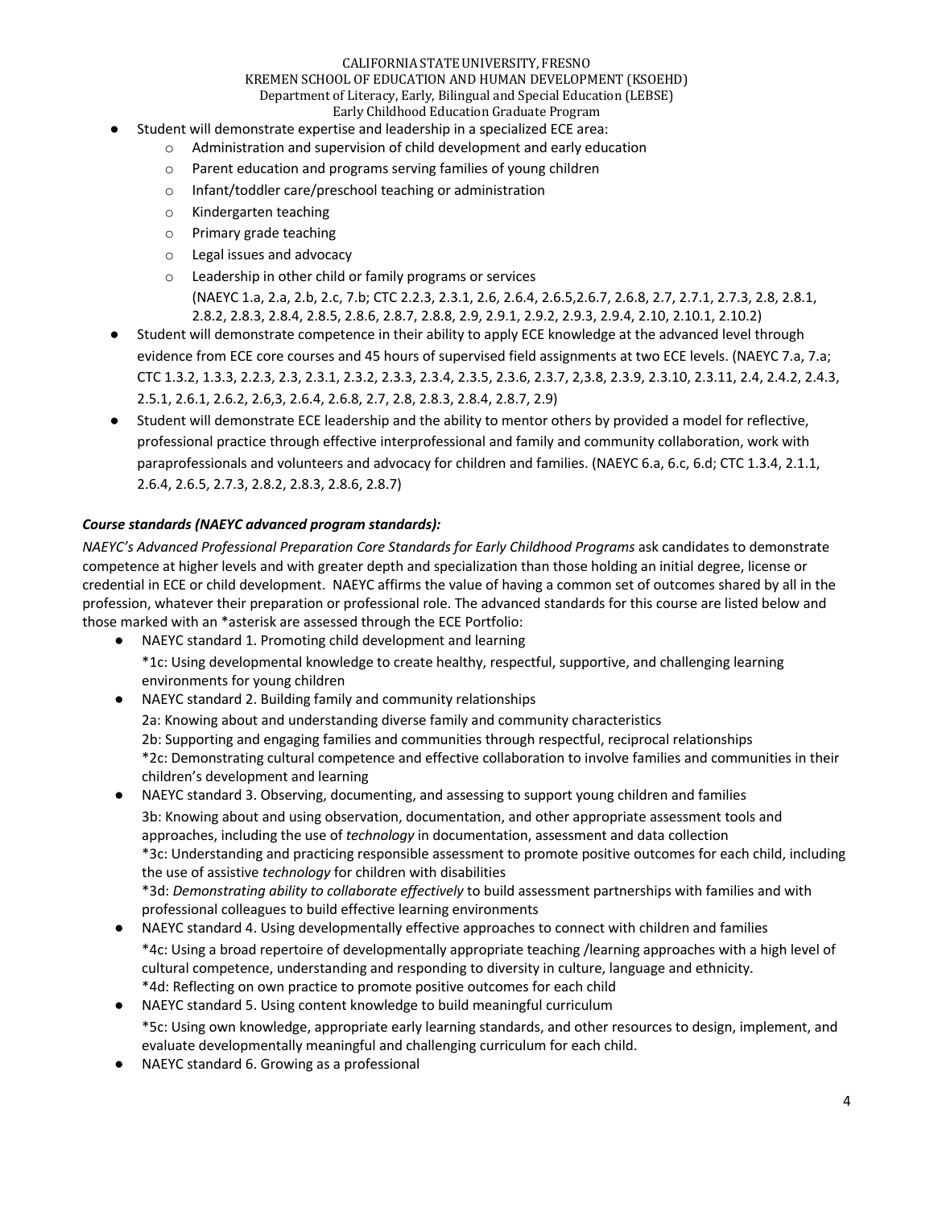- Student will demonstrate expertise and leadership in a specialized ECE area:
  - Administration and supervision of child development and early education
  - Parent education and programs serving families of young children
  - Infant/toddler care/preschool teaching or administration
  - Kindergarten teaching
  - Primary grade teaching
  - Legal issues and advocacy
  - Leadership in other child or family programs or services
  
    (NAEYC 1.a, 2.a, 2.b, 2.c, 7.b; CTC 2.2.3, 2.3.1, 2.6, 2.6.4, 2.6.5,2.6.7, 2.6.8, 2.7, 2.7.1, 2.7.3, 2.8, 2.8.1, 2.8.2, 2.8.3, 2.8.4, 2.8.5, 2.8.6, 2.8.7, 2.8.8, 2.9, 2.9.1, 2.9.2, 2.9.3, 2.9.4, 2.10, 2.10.1, 2.10.2)
- Student will demonstrate competence in their ability to apply ECE knowledge at the advanced level through evidence from ECE core courses and 45 hours of supervised field assignments at two ECE levels. (NAEYC 7.a, 7.a; CTC 1.3.2, 1.3.3, 2.2.3, 2.3, 2.3.1, 2.3.2, 2.3.3, 2.3.4, 2.3.5, 2.3.6, 2.3.7, 2,3.8, 2.3.9, 2.3.10, 2.3.11, 2.4, 2.4.2, 2.4.3, 2.5.1, 2.6.1, 2.6.2, 2.6,3, 2.6.4, 2.6.8, 2.7, 2.8, 2.8.3, 2.8.4, 2.8.7, 2.9)
- Student will demonstrate ECE leadership and the ability to mentor others by provided a model for reflective, professional practice through effective interprofessional and family and community collaboration, work with paraprofessionals and volunteers and advocacy for children and families. (NAEYC 6.a, 6.c, 6.d; CTC 1.3.4, 2.1.1, 2.6.4, 2.6.5, 2.7.3, 2.8.2, 2.8.3, 2.8.6, 2.8.7)

***Course standards (NAEYC advanced program standards):***

*NAEYC's Advanced Professional Preparation Core Standards for Early Childhood Programs* ask candidates to demonstrate competence at higher levels and with greater depth and specialization than those holding an initial degree, license or credential in ECE or child development. NAEYC affirms the value of having a common set of outcomes shared by all in the profession, whatever their preparation or professional role. The advanced standards for this course are listed below and those marked with an *asterisk are assessed through the ECE Portfolio:

- NAEYC standard 1. Promoting child development and learning
  
  *1c: Using developmental knowledge to create healthy, respectful, supportive, and challenging learning environments for young children
- NAEYC standard 2. Building family and community relationships
  
  2a: Knowing about and understanding diverse family and community characteristics
  
  2b: Supporting and engaging families and communities through respectful, reciprocal relationships
  
  *2c: Demonstrating cultural competence and effective collaboration to involve families and communities in their children's development and learning
- NAEYC standard 3. Observing, documenting, and assessing to support young children and families
  
  3b: Knowing about and using observation, documentation, and other appropriate assessment tools and approaches, including the use of *technology* in documentation, assessment and data collection
  
  *3c: Understanding and practicing responsible assessment to promote positive outcomes for each child, including the use of assistive *technology* for children with disabilities
  
  *3d: *Demonstrating ability to collaborate effectively* to build assessment partnerships with families and with professional colleagues to build effective learning environments
- NAEYC standard 4. Using developmentally effective approaches to connect with children and families
  
  *4c: Using a broad repertoire of developmentally appropriate teaching /learning approaches with a high level of cultural competence, understanding and responding to diversity in culture, language and ethnicity.
  
  *4d: Reflecting on own practice to promote positive outcomes for each child
- NAEYC standard 5. Using content knowledge to build meaningful curriculum
  
  *5c: Using own knowledge, appropriate early learning standards, and other resources to design, implement, and evaluate developmentally meaningful and challenging curriculum for each child.
- NAEYC standard 6. Growing as a professional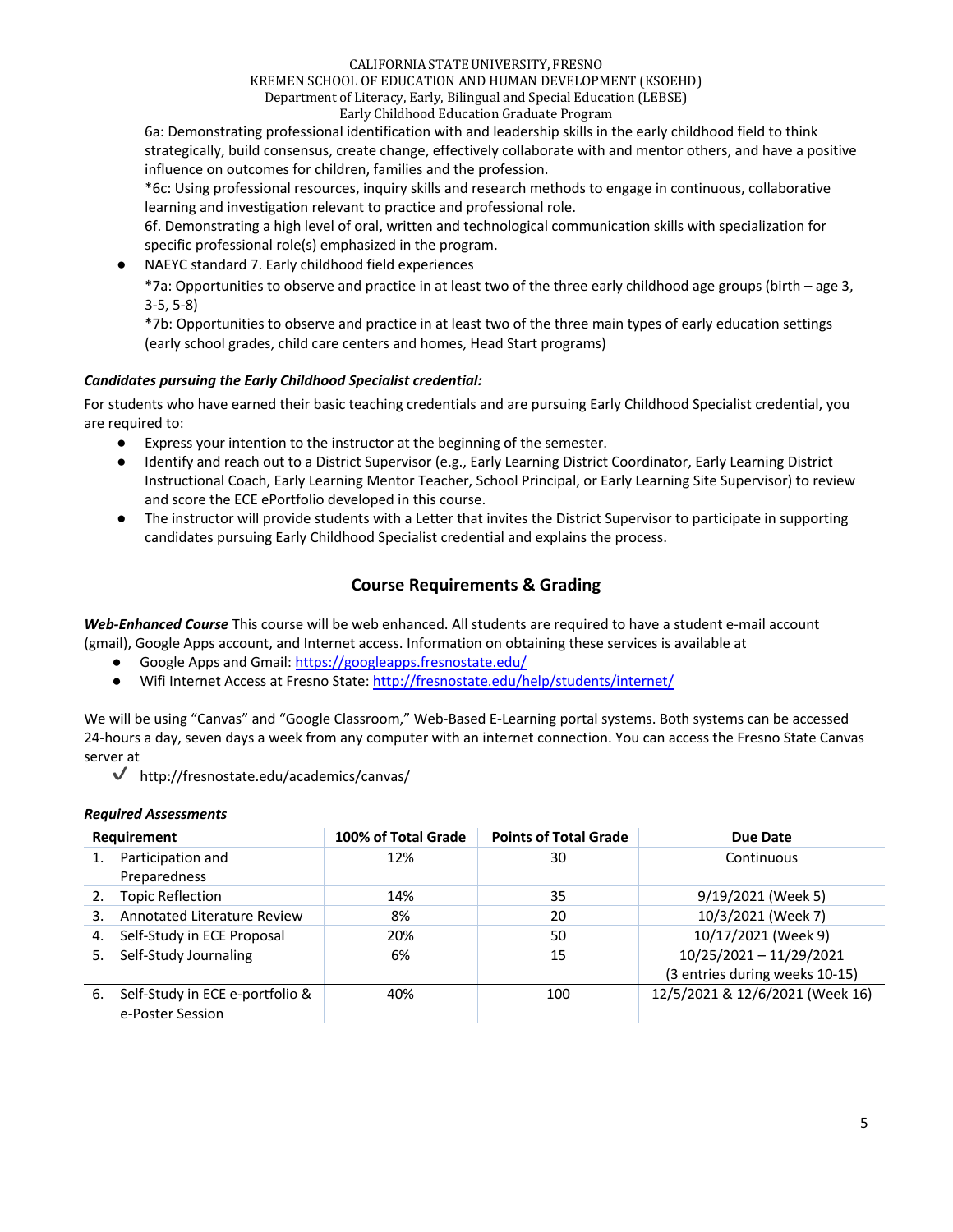6a: Demonstrating professional identification with and leadership skills in the early childhood field to think strategically, build consensus, create change, effectively collaborate with and mentor others, and have a positive influence on outcomes for children, families and the profession.

*6c: Using professional resources, inquiry skills and research methods to engage in continuous, collaborative learning and investigation relevant to practice and professional role.

6f. Demonstrating a high level of oral, written and technological communication skills with specialization for specific professional role(s) emphasized in the program.

- NAEYC standard 7. Early childhood field experiences

  *7a: Opportunities to observe and practice in at least two of the three early childhood age groups (birth – age 3, 3-5, 5-8)

  *7b: Opportunities to observe and practice in at least two of the three main types of early education settings (early school grades, child care centers and homes, Head Start programs)

***Candidates pursuing the Early Childhood Specialist credential:***

For students who have earned their basic teaching credentials and are pursuing Early Childhood Specialist credential, you are required to:

- Express your intention to the instructor at the beginning of the semester.
- Identify and reach out to a District Supervisor (e.g., Early Learning District Coordinator, Early Learning District Instructional Coach, Early Learning Mentor Teacher, School Principal, or Early Learning Site Supervisor) to review and score the ECE ePortfolio developed in this course.
- The instructor will provide students with a Letter that invites the District Supervisor to participate in supporting candidates pursuing Early Childhood Specialist credential and explains the process.

## Course Requirements & Grading

***Web-Enhanced Course*** This course will be web enhanced. All students are required to have a student e-mail account (gmail), Google Apps account, and Internet access. Information on obtaining these services is available at

- Google Apps and Gmail: https://googleapps.fresnostate.edu/
- Wifi Internet Access at Fresno State: http://fresnostate.edu/help/students/internet/

We will be using "Canvas" and "Google Classroom," Web-Based E-Learning portal systems. Both systems can be accessed 24-hours a day, seven days a week from any computer with an internet connection. You can access the Fresno State Canvas server at

- ✓ http://fresnostate.edu/academics/canvas/

***Required Assessments***

| Requirement | 100% of Total Grade | Points of Total Grade | Due Date |
|---|---|---|---|
| 1. Participation and Preparedness | 12% | 30 | Continuous |
| 2. Topic Reflection | 14% | 35 | 9/19/2021 (Week 5) |
| 3. Annotated Literature Review | 8% | 20 | 10/3/2021 (Week 7) |
| 4. Self-Study in ECE Proposal | 20% | 50 | 10/17/2021 (Week 9) |
| 5. Self-Study Journaling | 6% | 15 | 10/25/2021 – 11/29/2021 (3 entries during weeks 10-15) |
| 6. Self-Study in ECE e-portfolio & e-Poster Session | 40% | 100 | 12/5/2021 & 12/6/2021 (Week 16) |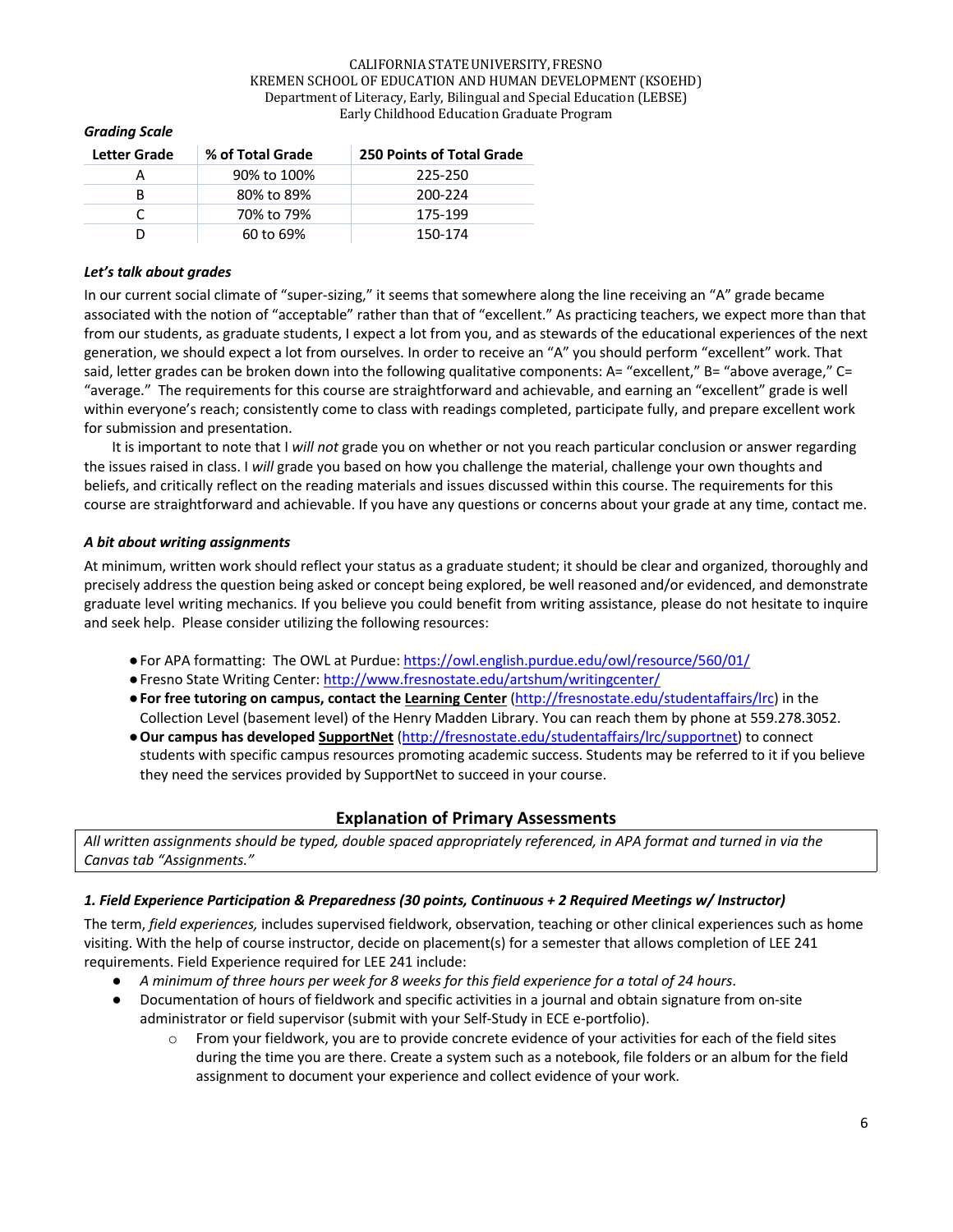CALIFORNIA STATE UNIVERSITY, FRESNO
KREMEN SCHOOL OF EDUCATION AND HUMAN DEVELOPMENT (KSOEHD)
Department of Literacy, Early, Bilingual and Special Education (LEBSE)
Early Childhood Education Graduate Program

***Grading Scale***

| Letter Grade | % of Total Grade | 250 Points of Total Grade |
|---|---|---|
| A | 90% to 100% | 225-250 |
| B | 80% to 89% | 200-224 |
| C | 70% to 79% | 175-199 |
| D | 60 to 69% | 150-174 |

***Let's talk about grades***

In our current social climate of "super-sizing," it seems that somewhere along the line receiving an "A" grade became associated with the notion of "acceptable" rather than that of "excellent." As practicing teachers, we expect more than that from our students, as graduate students, I expect a lot from you, and as stewards of the educational experiences of the next generation, we should expect a lot from ourselves. In order to receive an "A" you should perform "excellent" work. That said, letter grades can be broken down into the following qualitative components: A= "excellent," B= "above average," C= "average." The requirements for this course are straightforward and achievable, and earning an "excellent" grade is well within everyone's reach; consistently come to class with readings completed, participate fully, and prepare excellent work for submission and presentation.

It is important to note that I *will not* grade you on whether or not you reach particular conclusion or answer regarding the issues raised in class. I *will* grade you based on how you challenge the material, challenge your own thoughts and beliefs, and critically reflect on the reading materials and issues discussed within this course. The requirements for this course are straightforward and achievable. If you have any questions or concerns about your grade at any time, contact me.

***A bit about writing assignments***

At minimum, written work should reflect your status as a graduate student; it should be clear and organized, thoroughly and precisely address the question being asked or concept being explored, be well reasoned and/or evidenced, and demonstrate graduate level writing mechanics. If you believe you could benefit from writing assistance, please do not hesitate to inquire and seek help. Please consider utilizing the following resources:

- For APA formatting: The OWL at Purdue: https://owl.english.purdue.edu/owl/resource/560/01/
- Fresno State Writing Center: http://www.fresnostate.edu/artshum/writingcenter/
- **For free tutoring on campus, contact the Learning Center** (http://fresnostate.edu/studentaffairs/lrc) in the Collection Level (basement level) of the Henry Madden Library. You can reach them by phone at 559.278.3052.
- **Our campus has developed SupportNet** (http://fresnostate.edu/studentaffairs/lrc/supportnet) to connect students with specific campus resources promoting academic success. Students may be referred to it if you believe they need the services provided by SupportNet to succeed in your course.

## Explanation of Primary Assessments

*All written assignments should be typed, double spaced appropriately referenced, in APA format and turned in via the Canvas tab "Assignments."*

***1. Field Experience Participation & Preparedness (30 points, Continuous + 2 Required Meetings w/ Instructor)***

The term, *field experiences,* includes supervised fieldwork, observation, teaching or other clinical experiences such as home visiting. With the help of course instructor, decide on placement(s) for a semester that allows completion of LEE 241 requirements. Field Experience required for LEE 241 include:

- *A minimum of three hours per week for 8 weeks for this field experience for a total of 24 hours*.
- Documentation of hours of fieldwork and specific activities in a journal and obtain signature from on-site administrator or field supervisor (submit with your Self-Study in ECE e-portfolio).
    - From your fieldwork, you are to provide concrete evidence of your activities for each of the field sites during the time you are there. Create a system such as a notebook, file folders or an album for the field assignment to document your experience and collect evidence of your work.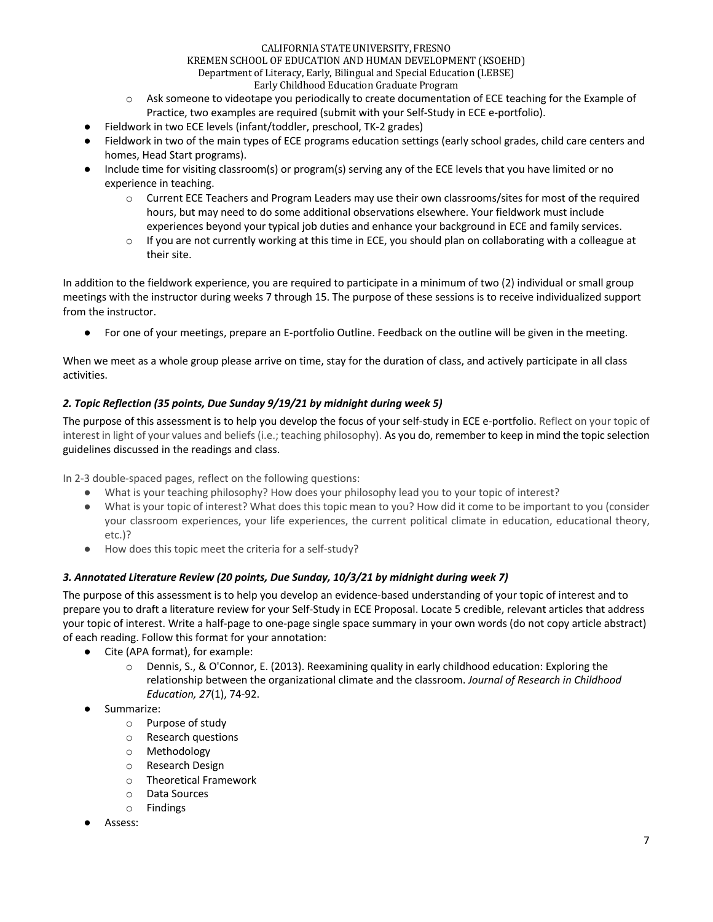- Ask someone to videotape you periodically to create documentation of ECE teaching for the Example of Practice, two examples are required (submit with your Self-Study in ECE e-portfolio).
- Fieldwork in two ECE levels (infant/toddler, preschool, TK-2 grades)
- Fieldwork in two of the main types of ECE programs education settings (early school grades, child care centers and homes, Head Start programs).
- Include time for visiting classroom(s) or program(s) serving any of the ECE levels that you have limited or no experience in teaching.
    - Current ECE Teachers and Program Leaders may use their own classrooms/sites for most of the required hours, but may need to do some additional observations elsewhere. Your fieldwork must include experiences beyond your typical job duties and enhance your background in ECE and family services.
    - If you are not currently working at this time in ECE, you should plan on collaborating with a colleague at their site.

In addition to the fieldwork experience, you are required to participate in a minimum of two (2) individual or small group meetings with the instructor during weeks 7 through 15. The purpose of these sessions is to receive individualized support from the instructor.

- For one of your meetings, prepare an E-portfolio Outline. Feedback on the outline will be given in the meeting.

When we meet as a whole group please arrive on time, stay for the duration of class, and actively participate in all class activities.

### *2. Topic Reflection (35 points, Due Sunday 9/19/21 by midnight during week 5)*

The purpose of this assessment is to help you develop the focus of your self-study in ECE e-portfolio. Reflect on your topic of interest in light of your values and beliefs (i.e.; teaching philosophy). As you do, remember to keep in mind the topic selection guidelines discussed in the readings and class.

In 2-3 double-spaced pages, reflect on the following questions:

- What is your teaching philosophy? How does your philosophy lead you to your topic of interest?
- What is your topic of interest? What does this topic mean to you? How did it come to be important to you (consider your classroom experiences, your life experiences, the current political climate in education, educational theory, etc.)?
- How does this topic meet the criteria for a self-study?

### *3. Annotated Literature Review (20 points, Due Sunday, 10/3/21 by midnight during week 7)*

The purpose of this assessment is to help you develop an evidence-based understanding of your topic of interest and to prepare you to draft a literature review for your Self-Study in ECE Proposal. Locate 5 credible, relevant articles that address your topic of interest. Write a half-page to one-page single space summary in your own words (do not copy article abstract) of each reading. Follow this format for your annotation:

- Cite (APA format), for example:
    - Dennis, S., & O'Connor, E. (2013). Reexamining quality in early childhood education: Exploring the relationship between the organizational climate and the classroom. *Journal of Research in Childhood Education, 27*(1), 74-92.
- Summarize:
    - Purpose of study
    - Research questions
    - Methodology
    - Research Design
    - Theoretical Framework
    - Data Sources
    - Findings
- Assess: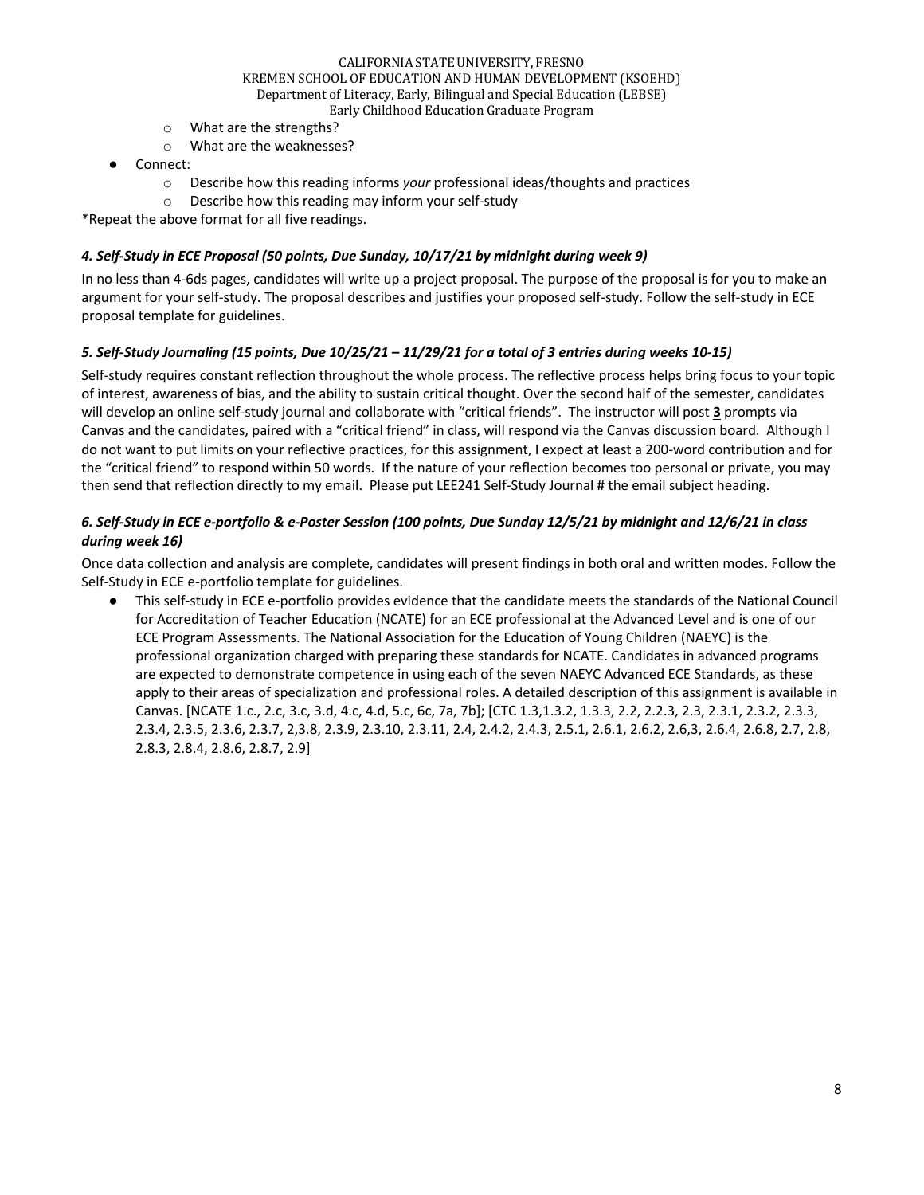- What are the strengths?
    - What are the weaknesses?
- Connect:
    - Describe how this reading informs *your* professional ideas/thoughts and practices
    - Describe how this reading may inform your self-study

*Repeat the above format for all five readings.

### *4. Self-Study in ECE Proposal (50 points, Due Sunday, 10/17/21 by midnight during week 9)*

In no less than 4-6ds pages, candidates will write up a project proposal. The purpose of the proposal is for you to make an argument for your self-study. The proposal describes and justifies your proposed self-study. Follow the self-study in ECE proposal template for guidelines.

### *5. Self-Study Journaling (15 points, Due 10/25/21 – 11/29/21 for a total of 3 entries during weeks 10-15)*

Self-study requires constant reflection throughout the whole process. The reflective process helps bring focus to your topic of interest, awareness of bias, and the ability to sustain critical thought. Over the second half of the semester, candidates will develop an online self-study journal and collaborate with "critical friends". The instructor will post **3** prompts via Canvas and the candidates, paired with a "critical friend" in class, will respond via the Canvas discussion board. Although I do not want to put limits on your reflective practices, for this assignment, I expect at least a 200-word contribution and for the "critical friend" to respond within 50 words. If the nature of your reflection becomes too personal or private, you may then send that reflection directly to my email. Please put LEE241 Self-Study Journal # the email subject heading.

### *6. Self-Study in ECE e-portfolio & e-Poster Session (100 points, Due Sunday 12/5/21 by midnight and 12/6/21 in class during week 16)*

Once data collection and analysis are complete, candidates will present findings in both oral and written modes. Follow the Self-Study in ECE e-portfolio template for guidelines.

- This self-study in ECE e-portfolio provides evidence that the candidate meets the standards of the National Council for Accreditation of Teacher Education (NCATE) for an ECE professional at the Advanced Level and is one of our ECE Program Assessments. The National Association for the Education of Young Children (NAEYC) is the professional organization charged with preparing these standards for NCATE. Candidates in advanced programs are expected to demonstrate competence in using each of the seven NAEYC Advanced ECE Standards, as these apply to their areas of specialization and professional roles. A detailed description of this assignment is available in Canvas. [NCATE 1.c., 2.c, 3.c, 3.d, 4.c, 4.d, 5.c, 6c, 7a, 7b]; [CTC 1.3,1.3.2, 1.3.3, 2.2, 2.2.3, 2.3, 2.3.1, 2.3.2, 2.3.3, 2.3.4, 2.3.5, 2.3.6, 2.3.7, 2,3.8, 2.3.9, 2.3.10, 2.3.11, 2.4, 2.4.2, 2.4.3, 2.5.1, 2.6.1, 2.6.2, 2.6,3, 2.6.4, 2.6.8, 2.7, 2.8, 2.8.3, 2.8.4, 2.8.6, 2.8.7, 2.9]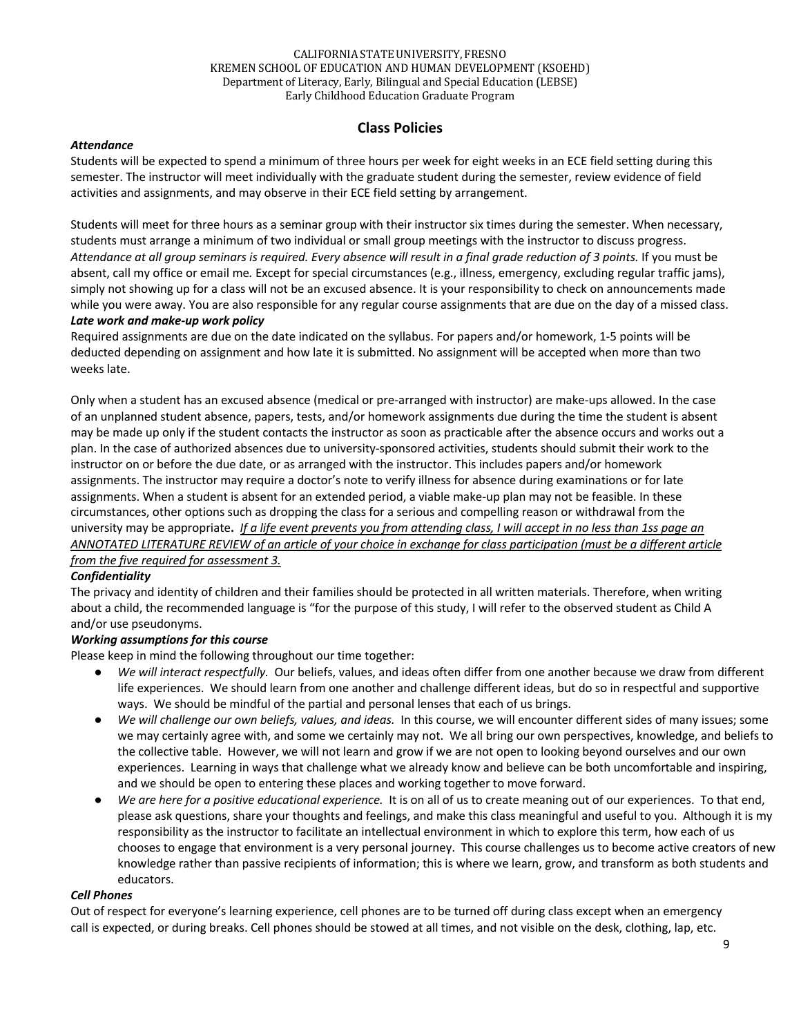CALIFORNIA STATE UNIVERSITY, FRESNO
KREMEN SCHOOL OF EDUCATION AND HUMAN DEVELOPMENT (KSOEHD)
Department of Literacy, Early, Bilingual and Special Education (LEBSE)
Early Childhood Education Graduate Program

## Class Policies

***Attendance***

Students will be expected to spend a minimum of three hours per week for eight weeks in an ECE field setting during this semester. The instructor will meet individually with the graduate student during the semester, review evidence of field activities and assignments, and may observe in their ECE field setting by arrangement.

Students will meet for three hours as a seminar group with their instructor six times during the semester. When necessary, students must arrange a minimum of two individual or small group meetings with the instructor to discuss progress. *Attendance at all group seminars is required. Every absence will result in a final grade reduction of 3 points.* If you must be absent, call my office or email me. Except for special circumstances (e.g., illness, emergency, excluding regular traffic jams), simply not showing up for a class will not be an excused absence. It is your responsibility to check on announcements made while you were away. You are also responsible for any regular course assignments that are due on the day of a missed class.

***Late work and make-up work policy***

Required assignments are due on the date indicated on the syllabus. For papers and/or homework, 1-5 points will be deducted depending on assignment and how late it is submitted. No assignment will be accepted when more than two weeks late.

Only when a student has an excused absence (medical or pre-arranged with instructor) are make-ups allowed. In the case of an unplanned student absence, papers, tests, and/or homework assignments due during the time the student is absent may be made up only if the student contacts the instructor as soon as practicable after the absence occurs and works out a plan. In the case of authorized absences due to university-sponsored activities, students should submit their work to the instructor on or before the due date, or as arranged with the instructor. This includes papers and/or homework assignments. The instructor may require a doctor's note to verify illness for absence during examinations or for late assignments. When a student is absent for an extended period, a viable make-up plan may not be feasible. In these circumstances, other options such as dropping the class for a serious and compelling reason or withdrawal from the university may be appropriate**.** *If a life event prevents you from attending class, I will accept in no less than 1ss page an ANNOTATED LITERATURE REVIEW of an article of your choice in exchange for class participation (must be a different article from the five required for assessment 3.*

***Confidentiality***

The privacy and identity of children and their families should be protected in all written materials. Therefore, when writing about a child, the recommended language is "for the purpose of this study, I will refer to the observed student as Child A and/or use pseudonyms.

***Working assumptions for this course***

Please keep in mind the following throughout our time together:

- *We will interact respectfully.* Our beliefs, values, and ideas often differ from one another because we draw from different life experiences. We should learn from one another and challenge different ideas, but do so in respectful and supportive ways. We should be mindful of the partial and personal lenses that each of us brings.
- *We will challenge our own beliefs, values, and ideas.* In this course, we will encounter different sides of many issues; some we may certainly agree with, and some we certainly may not. We all bring our own perspectives, knowledge, and beliefs to the collective table. However, we will not learn and grow if we are not open to looking beyond ourselves and our own experiences. Learning in ways that challenge what we already know and believe can be both uncomfortable and inspiring, and we should be open to entering these places and working together to move forward.
- *We are here for a positive educational experience.* It is on all of us to create meaning out of our experiences. To that end, please ask questions, share your thoughts and feelings, and make this class meaningful and useful to you. Although it is my responsibility as the instructor to facilitate an intellectual environment in which to explore this term, how each of us chooses to engage that environment is a very personal journey. This course challenges us to become active creators of new knowledge rather than passive recipients of information; this is where we learn, grow, and transform as both students and educators.

***Cell Phones***

Out of respect for everyone's learning experience, cell phones are to be turned off during class except when an emergency call is expected, or during breaks. Cell phones should be stowed at all times, and not visible on the desk, clothing, lap, etc.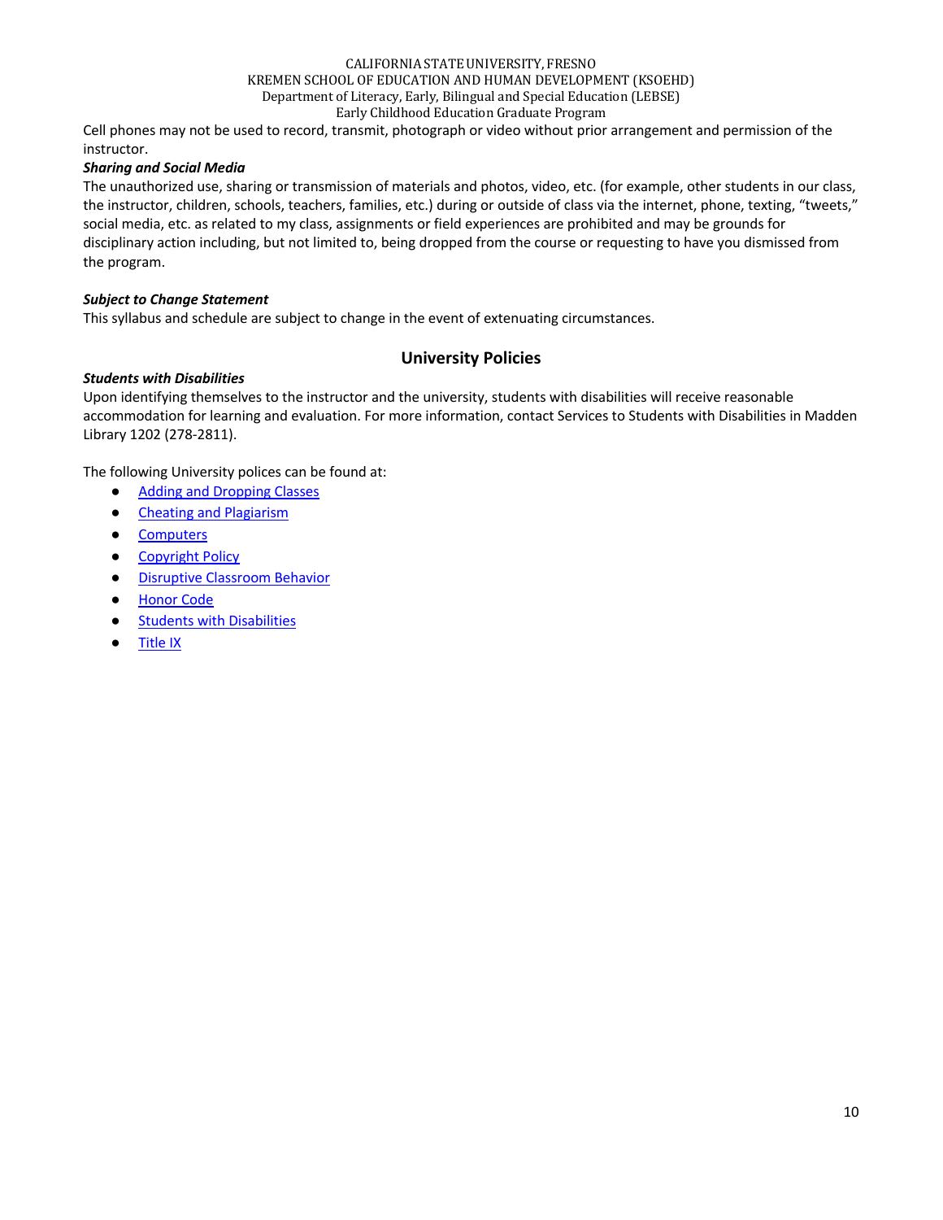Cell phones may not be used to record, transmit, photograph or video without prior arrangement and permission of the instructor.

***Sharing and Social Media***

The unauthorized use, sharing or transmission of materials and photos, video, etc. (for example, other students in our class, the instructor, children, schools, teachers, families, etc.) during or outside of class via the internet, phone, texting, "tweets," social media, etc. as related to my class, assignments or field experiences are prohibited and may be grounds for disciplinary action including, but not limited to, being dropped from the course or requesting to have you dismissed from the program.

***Subject to Change Statement***

This syllabus and schedule are subject to change in the event of extenuating circumstances.

## University Policies

***Students with Disabilities***

Upon identifying themselves to the instructor and the university, students with disabilities will receive reasonable accommodation for learning and evaluation. For more information, contact Services to Students with Disabilities in Madden Library 1202 (278-2811).

The following University polices can be found at:

- Adding and Dropping Classes
- Cheating and Plagiarism
- Computers
- Copyright Policy
- Disruptive Classroom Behavior
- Honor Code
- Students with Disabilities
- Title IX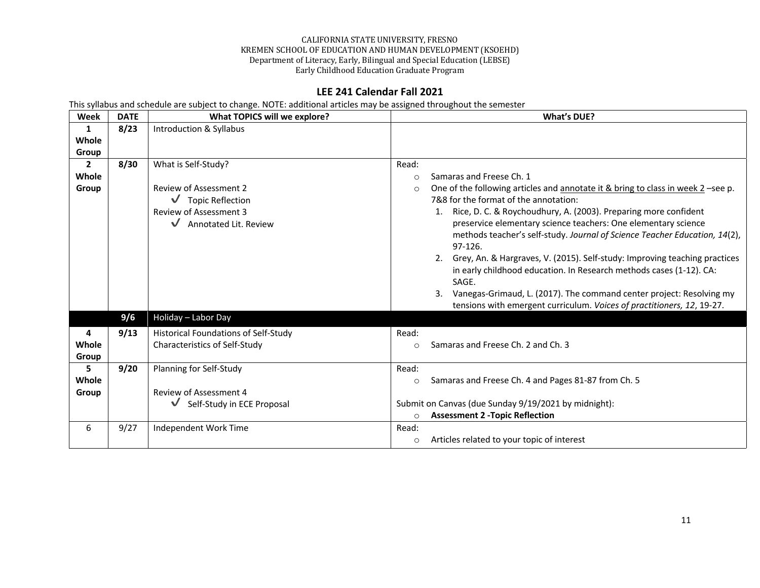CALIFORNIA STATE UNIVERSITY, FRESNO
KREMEN SCHOOL OF EDUCATION AND HUMAN DEVELOPMENT (KSOEHD)
Department of Literacy, Early, Bilingual and Special Education (LEBSE)
Early Childhood Education Graduate Program

## LEE 241 Calendar Fall 2021

This syllabus and schedule are subject to change. NOTE: additional articles may be assigned throughout the semester

| Week | DATE | What TOPICS will we explore? | What's DUE? |
|---|---|---|---|
| **1 Whole Group** | **8/23** | Introduction & Syllabus | |
| **2 Whole Group** | **8/30** | What is Self-Study?<br><br>Review of Assessment 2<br>✓ Topic Reflection<br>Review of Assessment 3<br>✓ Annotated Lit. Review | Read:<br>○ Samaras and Freese Ch. 1<br>○ One of the following articles and <u>annotate it & bring to class in week 2</u> –see p. 7&8 for the format of the annotation:<br>1. Rice, D. C. & Roychoudhury, A. (2003). Preparing more confident preservice elementary science teachers: One elementary science methods teacher's self-study. *Journal of Science Teacher Education, 14*(2), 97-126.<br>2. Grey, An. & Hargraves, V. (2015). Self-study: Improving teaching practices in early childhood education. In Research methods cases (1-12). CA: SAGE.<br>3. Vanegas-Grimaud, L. (2017). The command center project: Resolving my tensions with emergent curriculum. *Voices of practitioners, 12*, 19-27. |
| | **9/6** | Holiday – Labor Day | |
| **4 Whole Group** | **9/13** | Historical Foundations of Self-Study<br>Characteristics of Self-Study | Read:<br>○ Samaras and Freese Ch. 2 and Ch. 3 |
| **5 Whole Group** | **9/20** | Planning for Self-Study<br><br>Review of Assessment 4<br>✓ Self-Study in ECE Proposal | Read:<br>○ Samaras and Freese Ch. 4 and Pages 81-87 from Ch. 5<br><br>Submit on Canvas (due Sunday 9/19/2021 by midnight):<br>○ **Assessment 2 -Topic Reflection** |
| 6 | 9/27 | Independent Work Time | Read:<br>○ Articles related to your topic of interest |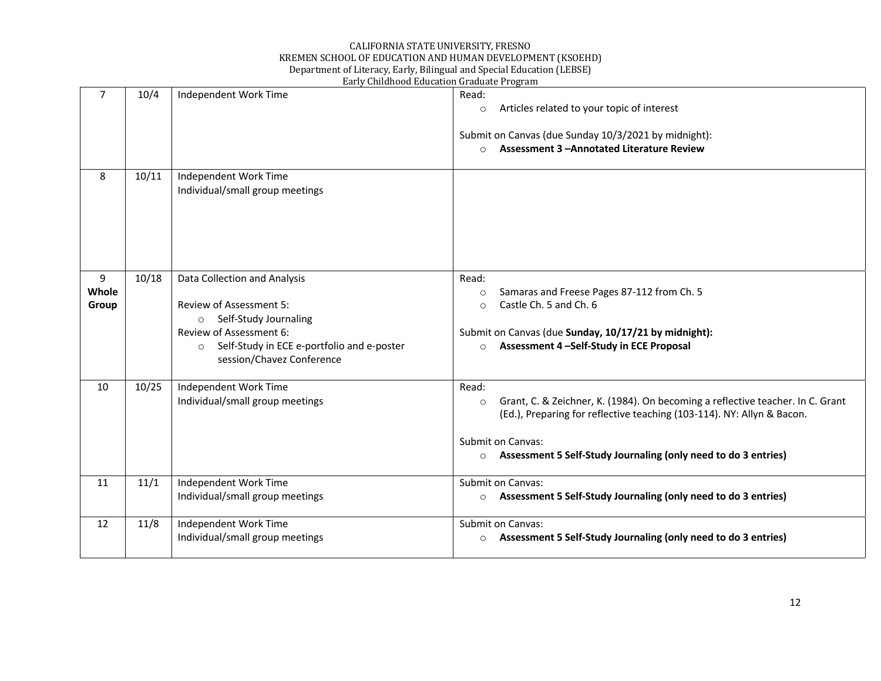| 7 | 10/4 | Independent Work Time | Read:<br>○ Articles related to your topic of interest<br><br>Submit on Canvas (due Sunday 10/3/2021 by midnight):<br>○ **Assessment 3 –Annotated Literature Review** |
|---|---|---|---|
| 8 | 10/11 | Independent Work Time<br>Individual/small group meetings | |
| 9<br>**Whole Group** | 10/18 | Data Collection and Analysis<br><br>Review of Assessment 5:<br>○ Self-Study Journaling<br>Review of Assessment 6:<br>○ Self-Study in ECE e-portfolio and e-poster session/Chavez Conference | Read:<br>○ Samaras and Freese Pages 87-112 from Ch. 5<br>○ Castle Ch. 5 and Ch. 6<br><br>Submit on Canvas (due **Sunday, 10/17/21 by midnight):**<br>○ **Assessment 4 –Self-Study in ECE Proposal** |
| 10 | 10/25 | Independent Work Time<br>Individual/small group meetings | Read:<br>○ Grant, C. & Zeichner, K. (1984). On becoming a reflective teacher. In C. Grant (Ed.), Preparing for reflective teaching (103-114). NY: Allyn & Bacon.<br><br>Submit on Canvas:<br>○ **Assessment 5 Self-Study Journaling (only need to do 3 entries)** |
| 11 | 11/1 | Independent Work Time<br>Individual/small group meetings | Submit on Canvas:<br>○ **Assessment 5 Self-Study Journaling (only need to do 3 entries)** |
| 12 | 11/8 | Independent Work Time<br>Individual/small group meetings | Submit on Canvas:<br>○ **Assessment 5 Self-Study Journaling (only need to do 3 entries)** |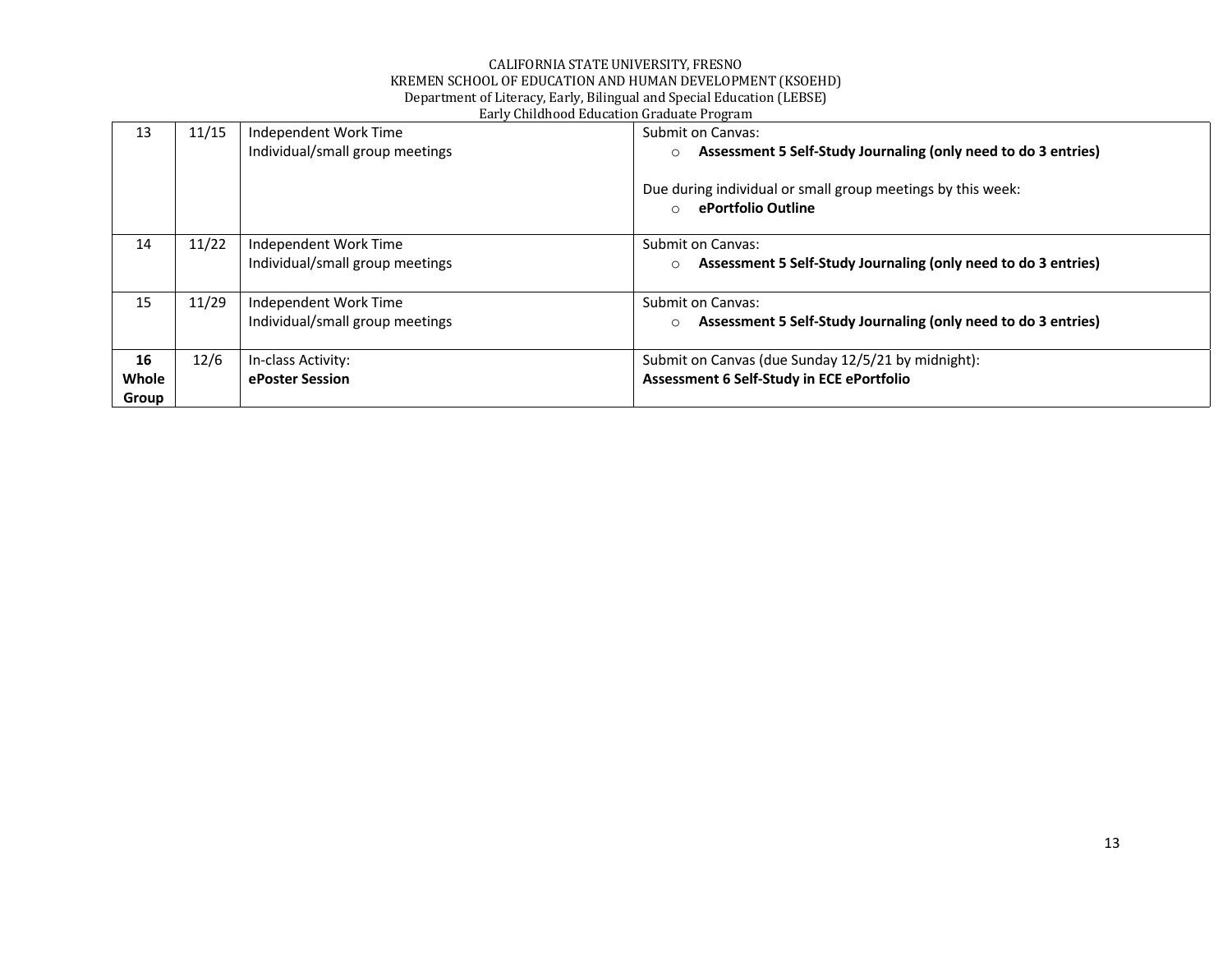| 13 | 11/15 | Independent Work Time<br>Individual/small group meetings | Submit on Canvas:<br>○ **Assessment 5 Self-Study Journaling (only need to do 3 entries)**<br><br>Due during individual or small group meetings by this week:<br>○ **ePortfolio Outline** |
|---|---|---|---|
| 14 | 11/22 | Independent Work Time<br>Individual/small group meetings | Submit on Canvas:<br>○ **Assessment 5 Self-Study Journaling (only need to do 3 entries)** |
| 15 | 11/29 | Independent Work Time<br>Individual/small group meetings | Submit on Canvas:<br>○ **Assessment 5 Self-Study Journaling (only need to do 3 entries)** |
| **16 Whole Group** | 12/6 | In-class Activity:<br>**ePoster Session** | Submit on Canvas (due Sunday 12/5/21 by midnight):<br>**Assessment 6 Self-Study in ECE ePortfolio** |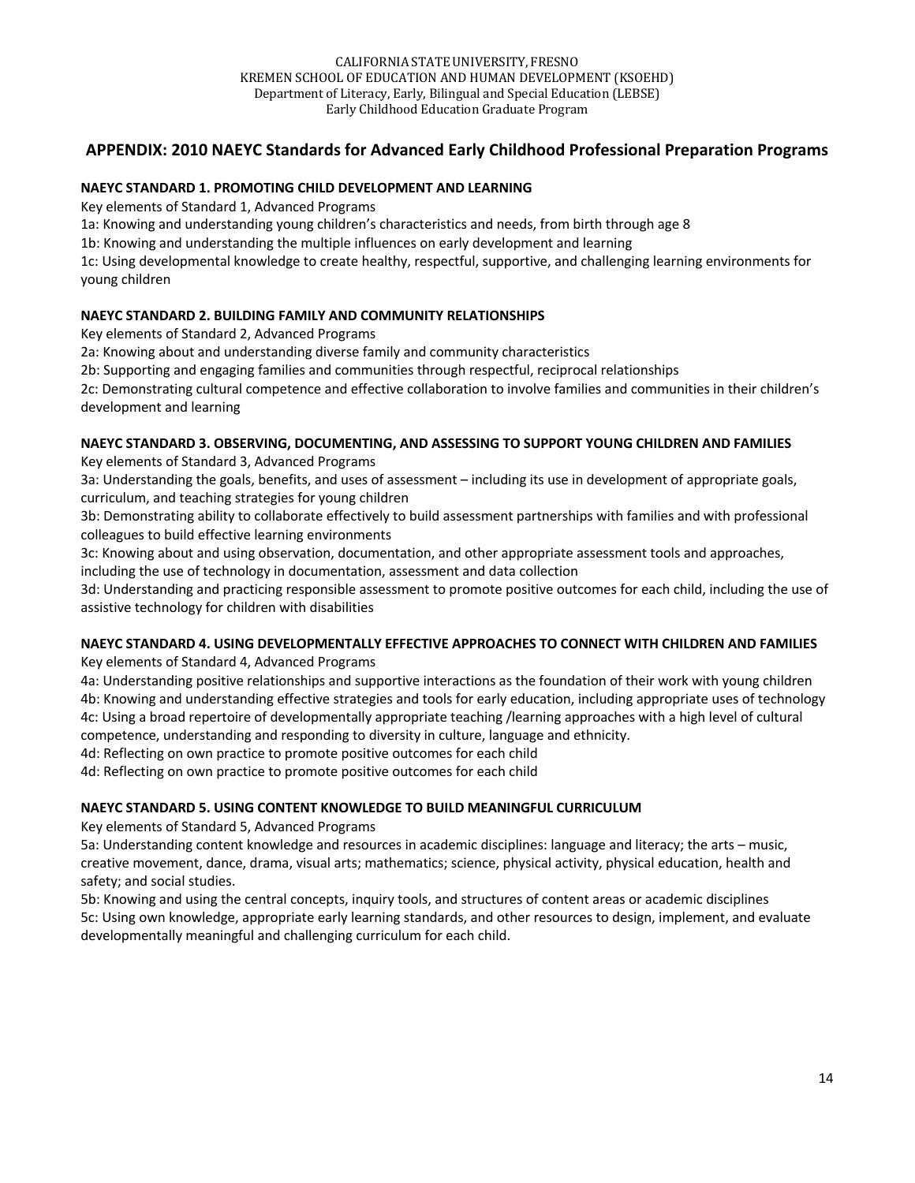CALIFORNIA STATE UNIVERSITY, FRESNO
KREMEN SCHOOL OF EDUCATION AND HUMAN DEVELOPMENT (KSOEHD)
Department of Literacy, Early, Bilingual and Special Education (LEBSE)
Early Childhood Education Graduate Program

## APPENDIX: 2010 NAEYC Standards for Advanced Early Childhood Professional Preparation Programs

**NAEYC STANDARD 1. PROMOTING CHILD DEVELOPMENT AND LEARNING**

Key elements of Standard 1, Advanced Programs

1a: Knowing and understanding young children's characteristics and needs, from birth through age 8

1b: Knowing and understanding the multiple influences on early development and learning

1c: Using developmental knowledge to create healthy, respectful, supportive, and challenging learning environments for young children

**NAEYC STANDARD 2. BUILDING FAMILY AND COMMUNITY RELATIONSHIPS**

Key elements of Standard 2, Advanced Programs

2a: Knowing about and understanding diverse family and community characteristics

2b: Supporting and engaging families and communities through respectful, reciprocal relationships

2c: Demonstrating cultural competence and effective collaboration to involve families and communities in their children's development and learning

**NAEYC STANDARD 3. OBSERVING, DOCUMENTING, AND ASSESSING TO SUPPORT YOUNG CHILDREN AND FAMILIES**

Key elements of Standard 3, Advanced Programs

3a: Understanding the goals, benefits, and uses of assessment – including its use in development of appropriate goals, curriculum, and teaching strategies for young children

3b: Demonstrating ability to collaborate effectively to build assessment partnerships with families and with professional colleagues to build effective learning environments

3c: Knowing about and using observation, documentation, and other appropriate assessment tools and approaches, including the use of technology in documentation, assessment and data collection

3d: Understanding and practicing responsible assessment to promote positive outcomes for each child, including the use of assistive technology for children with disabilities

**NAEYC STANDARD 4. USING DEVELOPMENTALLY EFFECTIVE APPROACHES TO CONNECT WITH CHILDREN AND FAMILIES**

Key elements of Standard 4, Advanced Programs

4a: Understanding positive relationships and supportive interactions as the foundation of their work with young children

4b: Knowing and understanding effective strategies and tools for early education, including appropriate uses of technology

4c: Using a broad repertoire of developmentally appropriate teaching /learning approaches with a high level of cultural competence, understanding and responding to diversity in culture, language and ethnicity.

4d: Reflecting on own practice to promote positive outcomes for each child

4d: Reflecting on own practice to promote positive outcomes for each child

**NAEYC STANDARD 5. USING CONTENT KNOWLEDGE TO BUILD MEANINGFUL CURRICULUM**

Key elements of Standard 5, Advanced Programs

5a: Understanding content knowledge and resources in academic disciplines: language and literacy; the arts – music, creative movement, dance, drama, visual arts; mathematics; science, physical activity, physical education, health and safety; and social studies.

5b: Knowing and using the central concepts, inquiry tools, and structures of content areas or academic disciplines

5c: Using own knowledge, appropriate early learning standards, and other resources to design, implement, and evaluate developmentally meaningful and challenging curriculum for each child.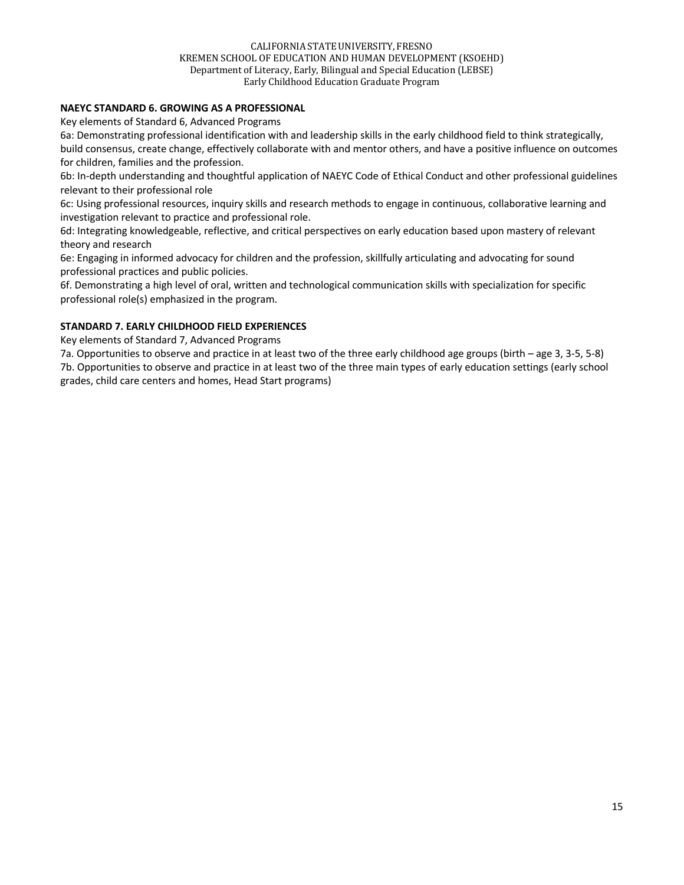**NAEYC STANDARD 6. GROWING AS A PROFESSIONAL**

Key elements of Standard 6, Advanced Programs

6a: Demonstrating professional identification with and leadership skills in the early childhood field to think strategically, build consensus, create change, effectively collaborate with and mentor others, and have a positive influence on outcomes for children, families and the profession.

6b: In-depth understanding and thoughtful application of NAEYC Code of Ethical Conduct and other professional guidelines relevant to their professional role

6c: Using professional resources, inquiry skills and research methods to engage in continuous, collaborative learning and investigation relevant to practice and professional role.

6d: Integrating knowledgeable, reflective, and critical perspectives on early education based upon mastery of relevant theory and research

6e: Engaging in informed advocacy for children and the profession, skillfully articulating and advocating for sound professional practices and public policies.

6f. Demonstrating a high level of oral, written and technological communication skills with specialization for specific professional role(s) emphasized in the program.

**STANDARD 7. EARLY CHILDHOOD FIELD EXPERIENCES**

Key elements of Standard 7, Advanced Programs

7a. Opportunities to observe and practice in at least two of the three early childhood age groups (birth – age 3, 3-5, 5-8)

7b. Opportunities to observe and practice in at least two of the three main types of early education settings (early school grades, child care centers and homes, Head Start programs)